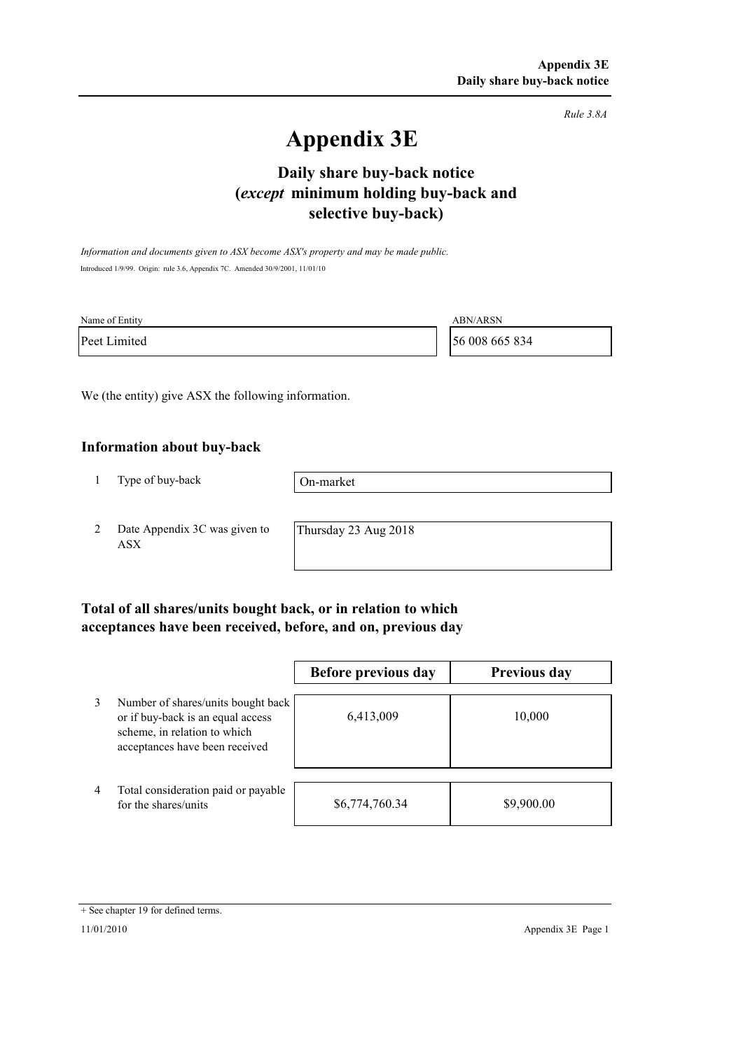*Rule 3.8A*

# Appendix 3E

## Daily share buy-back notice (*except* minimum holding buy-back and selective buy-back)

*Information and documents given to ASX become ASX's property and may be made public.*

Introduced 1/9/99. Origin: rule 3.6, Appendix 7C. Amended 30/9/2001, 11/01/10

| Name of Entity | ABN/ARSN |
|---|---|
| Peet Limited | 56 008 665 834 |

We (the entity) give ASX the following information.

### Information about buy-back

| | | |
|---|---|---|
| 1 | Type of buy-back | On-market |
| 2 | Date Appendix 3C was given to ASX | Thursday 23 Aug 2018 |

### Total of all shares/units bought back, or in relation to which acceptances have been received, before, and on, previous day

| | | Before previous day | Previous day |
|---|---|---|---|
| 3 | Number of shares/units bought back or if buy-back is an equal access scheme, in relation to which acceptances have been received | 6,413,009 | 10,000 |
| 4 | Total consideration paid or payable for the shares/units | $6,774,760.34 | $9,900.00 |

+ See chapter 19 for defined terms.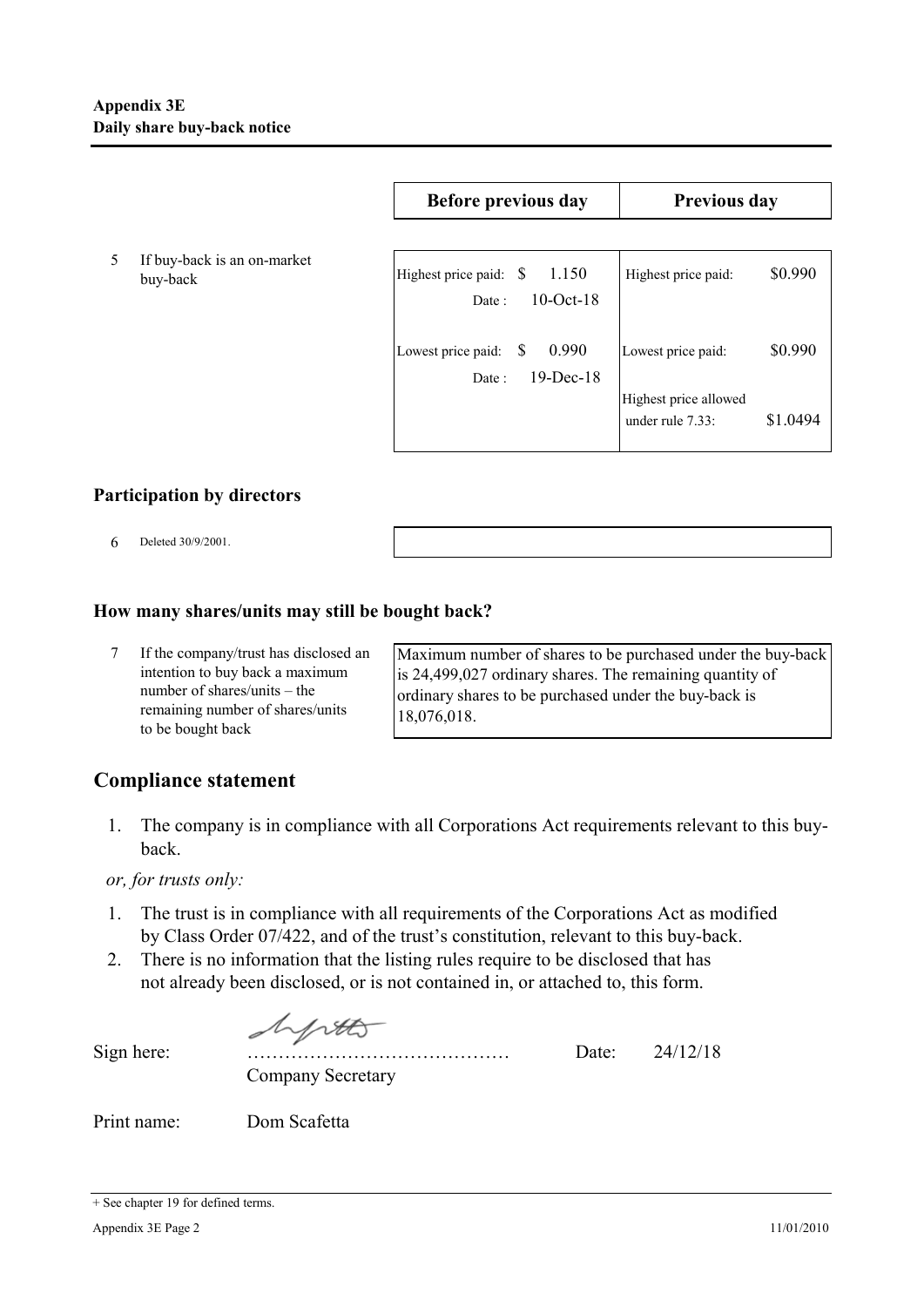**Appendix 3E**
**Daily share buy-back notice**

| | Before previous day | Previous day |
|---|---|---|
| 5 If buy-back is an on-market buy-back | Highest price paid: $ 1.150<br>Date : 10-Oct-18 | Highest price paid: $0.990 |
| | Lowest price paid: $ 0.990<br>Date : 19-Dec-18 | Lowest price paid: $0.990 |
| | | Highest price allowed under rule 7.33: $1.0494 |

## Participation by directors

| | |
|---|---|
| 6 Deleted 30/9/2001. | |

## How many shares/units may still be bought back?

| | |
|---|---|
| 7 If the company/trust has disclosed an intention to buy back a maximum number of shares/units – the remaining number of shares/units to be bought back | Maximum number of shares to be purchased under the buy-back is 24,499,027 ordinary shares. The remaining quantity of ordinary shares to be purchased under the buy-back is 18,076,018. |

## Compliance statement

1. The company is in compliance with all Corporations Act requirements relevant to this buy-back.

*or, for trusts only:*

1. The trust is in compliance with all requirements of the Corporations Act as modified by Class Order 07/422, and of the trust's constitution, relevant to this buy-back.
2. There is no information that the listing rules require to be disclosed that has not already been disclosed, or is not contained in, or attached to, this form.

Sign here: …………………………………… Date: 24/12/18
Company Secretary

Print name: Dom Scafetta

+ See chapter 19 for defined terms.